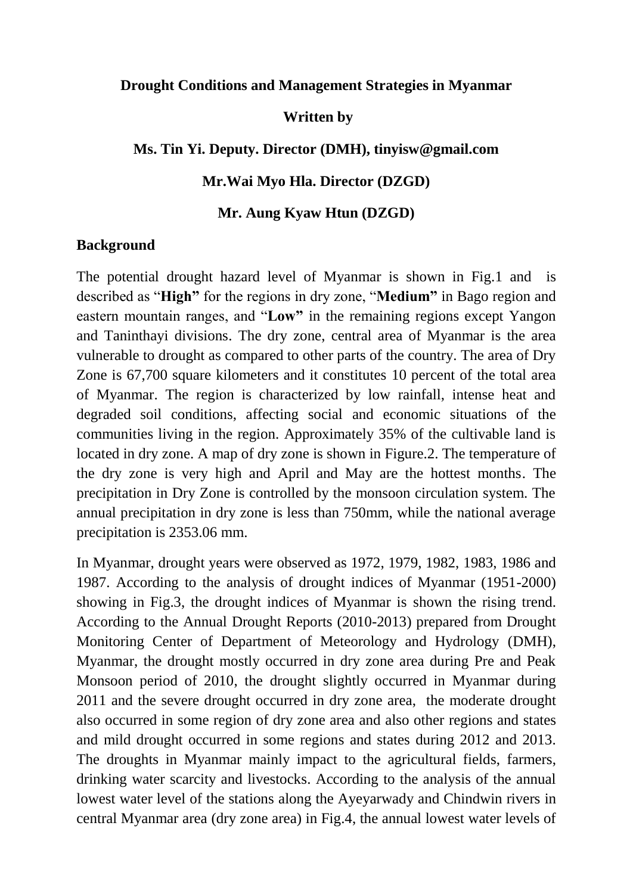**Drought Conditions and Management Strategies in Myanmar**

**Written by**

**Ms. Tin Yi. Deputy. Director (DMH), tinyisw@gmail.com**

**Mr.Wai Myo Hla. Director (DZGD)**

**Mr. Aung Kyaw Htun (DZGD)**

## Background

The potential drought hazard level of Myanmar is shown in Fig.1 and is described as "**High"** for the regions in dry zone, "**Medium"** in Bago region and eastern mountain ranges, and "**Low"** in the remaining regions except Yangon and Taninthayi divisions. The dry zone, central area of Myanmar is the area vulnerable to drought as compared to other parts of the country. The area of Dry Zone is 67,700 square kilometers and it constitutes 10 percent of the total area of Myanmar. The region is characterized by low rainfall, intense heat and degraded soil conditions, affecting social and economic situations of the communities living in the region. Approximately 35% of the cultivable land is located in dry zone. A map of dry zone is shown in Figure.2. The temperature of the dry zone is very high and April and May are the hottest months. The precipitation in Dry Zone is controlled by the monsoon circulation system. The annual precipitation in dry zone is less than 750mm, while the national average precipitation is 2353.06 mm.

In Myanmar, drought years were observed as 1972, 1979, 1982, 1983, 1986 and 1987. According to the analysis of drought indices of Myanmar (1951-2000) showing in Fig.3, the drought indices of Myanmar is shown the rising trend. According to the Annual Drought Reports (2010-2013) prepared from Drought Monitoring Center of Department of Meteorology and Hydrology (DMH), Myanmar, the drought mostly occurred in dry zone area during Pre and Peak Monsoon period of 2010, the drought slightly occurred in Myanmar during 2011 and the severe drought occurred in dry zone area, the moderate drought also occurred in some region of dry zone area and also other regions and states and mild drought occurred in some regions and states during 2012 and 2013. The droughts in Myanmar mainly impact to the agricultural fields, farmers, drinking water scarcity and livestocks. According to the analysis of the annual lowest water level of the stations along the Ayeyarwady and Chindwin rivers in central Myanmar area (dry zone area) in Fig.4, the annual lowest water levels of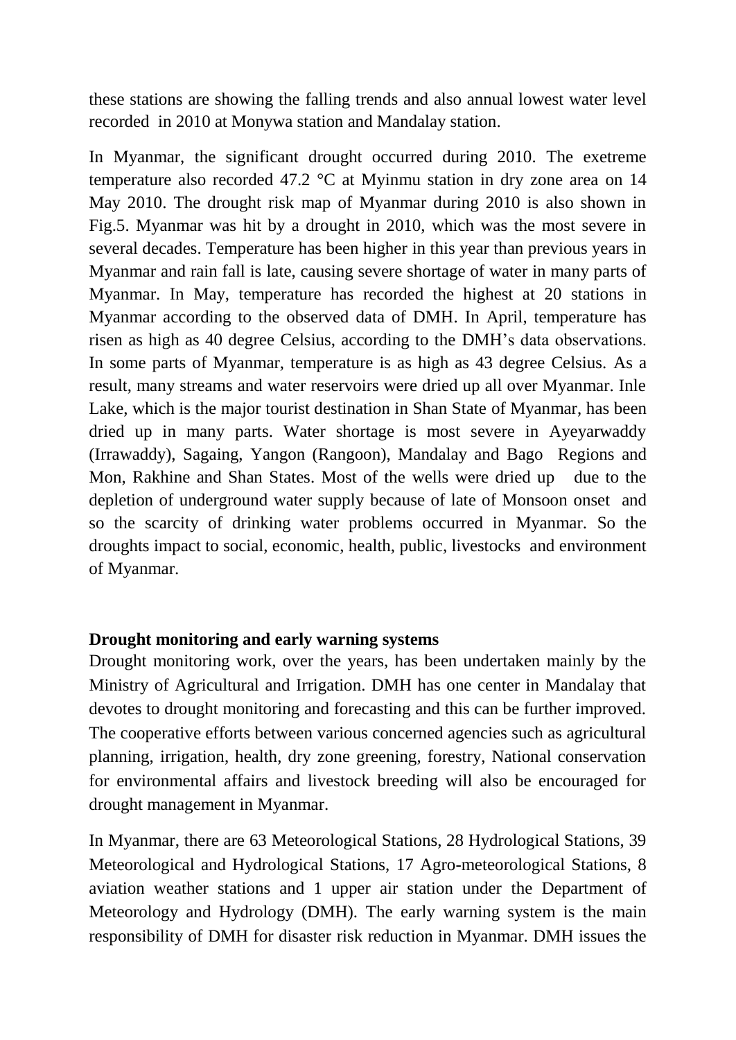these stations are showing the falling trends and also annual lowest water level recorded in 2010 at Monywa station and Mandalay station.

In Myanmar, the significant drought occurred during 2010. The exetreme temperature also recorded 47.2 °C at Myinmu station in dry zone area on 14 May 2010. The drought risk map of Myanmar during 2010 is also shown in Fig.5. Myanmar was hit by a drought in 2010, which was the most severe in several decades. Temperature has been higher in this year than previous years in Myanmar and rain fall is late, causing severe shortage of water in many parts of Myanmar. In May, temperature has recorded the highest at 20 stations in Myanmar according to the observed data of DMH. In April, temperature has risen as high as 40 degree Celsius, according to the DMH's data observations. In some parts of Myanmar, temperature is as high as 43 degree Celsius. As a result, many streams and water reservoirs were dried up all over Myanmar. Inle Lake, which is the major tourist destination in Shan State of Myanmar, has been dried up in many parts. Water shortage is most severe in Ayeyarwaddy (Irrawaddy), Sagaing, Yangon (Rangoon), Mandalay and Bago Regions and Mon, Rakhine and Shan States. Most of the wells were dried up due to the depletion of underground water supply because of late of Monsoon onset and so the scarcity of drinking water problems occurred in Myanmar. So the droughts impact to social, economic, health, public, livestocks and environment of Myanmar.

**Drought monitoring and early warning systems**

Drought monitoring work, over the years, has been undertaken mainly by the Ministry of Agricultural and Irrigation. DMH has one center in Mandalay that devotes to drought monitoring and forecasting and this can be further improved. The cooperative efforts between various concerned agencies such as agricultural planning, irrigation, health, dry zone greening, forestry, National conservation for environmental affairs and livestock breeding will also be encouraged for drought management in Myanmar.

In Myanmar, there are 63 Meteorological Stations, 28 Hydrological Stations, 39 Meteorological and Hydrological Stations, 17 Agro-meteorological Stations, 8 aviation weather stations and 1 upper air station under the Department of Meteorology and Hydrology (DMH). The early warning system is the main responsibility of DMH for disaster risk reduction in Myanmar. DMH issues the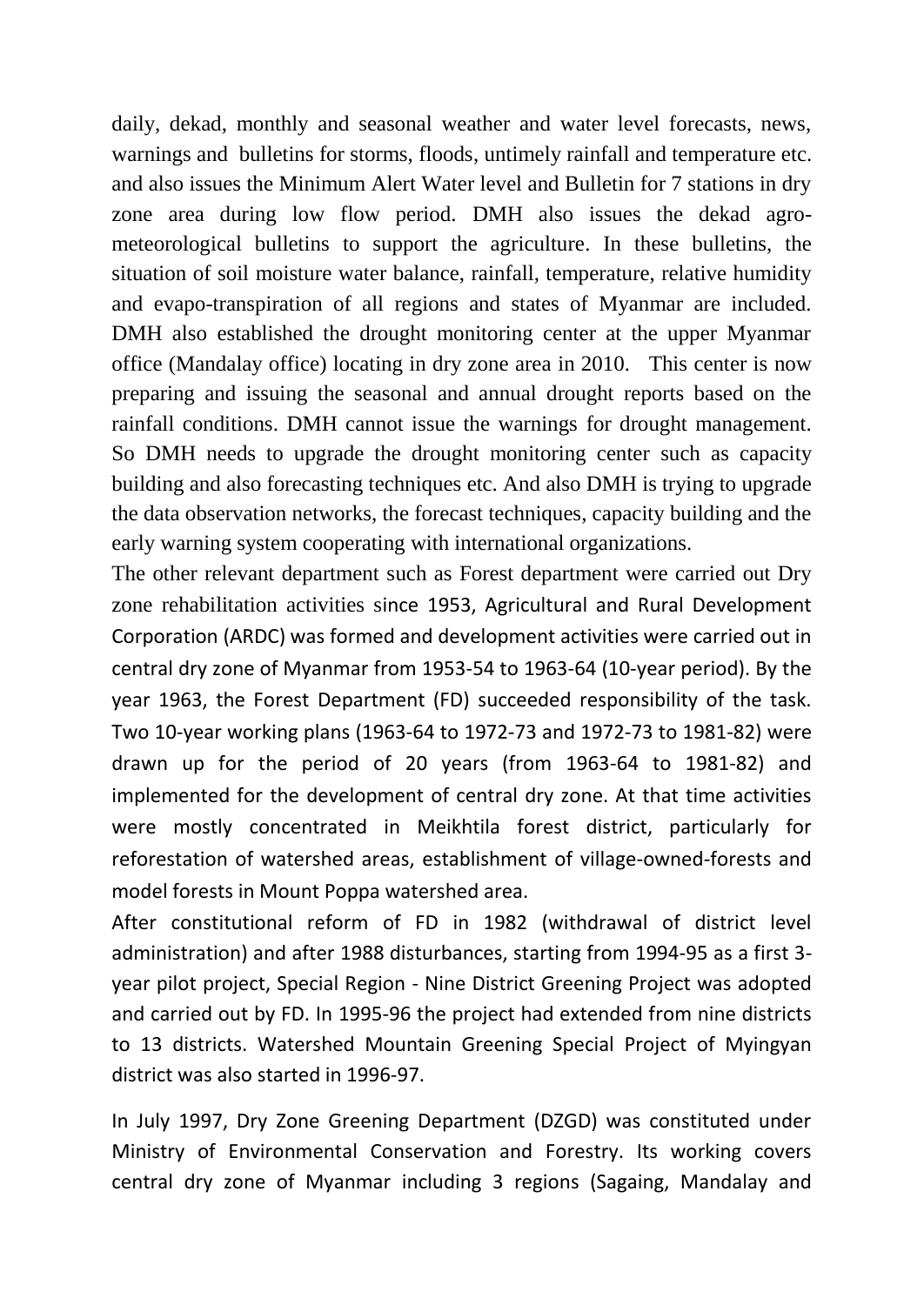daily, dekad, monthly and seasonal weather and water level forecasts, news, warnings and bulletins for storms, floods, untimely rainfall and temperature etc. and also issues the Minimum Alert Water level and Bulletin for 7 stations in dry zone area during low flow period. DMH also issues the dekad agro-meteorological bulletins to support the agriculture. In these bulletins, the situation of soil moisture water balance, rainfall, temperature, relative humidity and evapo-transpiration of all regions and states of Myanmar are included. DMH also established the drought monitoring center at the upper Myanmar office (Mandalay office) locating in dry zone area in 2010. This center is now preparing and issuing the seasonal and annual drought reports based on the rainfall conditions. DMH cannot issue the warnings for drought management. So DMH needs to upgrade the drought monitoring center such as capacity building and also forecasting techniques etc. And also DMH is trying to upgrade the data observation networks, the forecast techniques, capacity building and the early warning system cooperating with international organizations.

The other relevant department such as Forest department were carried out Dry zone rehabilitation activities since 1953, Agricultural and Rural Development Corporation (ARDC) was formed and development activities were carried out in central dry zone of Myanmar from 1953-54 to 1963-64 (10-year period). By the year 1963, the Forest Department (FD) succeeded responsibility of the task. Two 10-year working plans (1963-64 to 1972-73 and 1972-73 to 1981-82) were drawn up for the period of 20 years (from 1963-64 to 1981-82) and implemented for the development of central dry zone. At that time activities were mostly concentrated in Meikhtila forest district, particularly for reforestation of watershed areas, establishment of village-owned-forests and model forests in Mount Poppa watershed area.

After constitutional reform of FD in 1982 (withdrawal of district level administration) and after 1988 disturbances, starting from 1994-95 as a first 3-year pilot project, Special Region - Nine District Greening Project was adopted and carried out by FD. In 1995-96 the project had extended from nine districts to 13 districts. Watershed Mountain Greening Special Project of Myingyan district was also started in 1996-97.

In July 1997, Dry Zone Greening Department (DZGD) was constituted under Ministry of Environmental Conservation and Forestry. Its working covers central dry zone of Myanmar including 3 regions (Sagaing, Mandalay and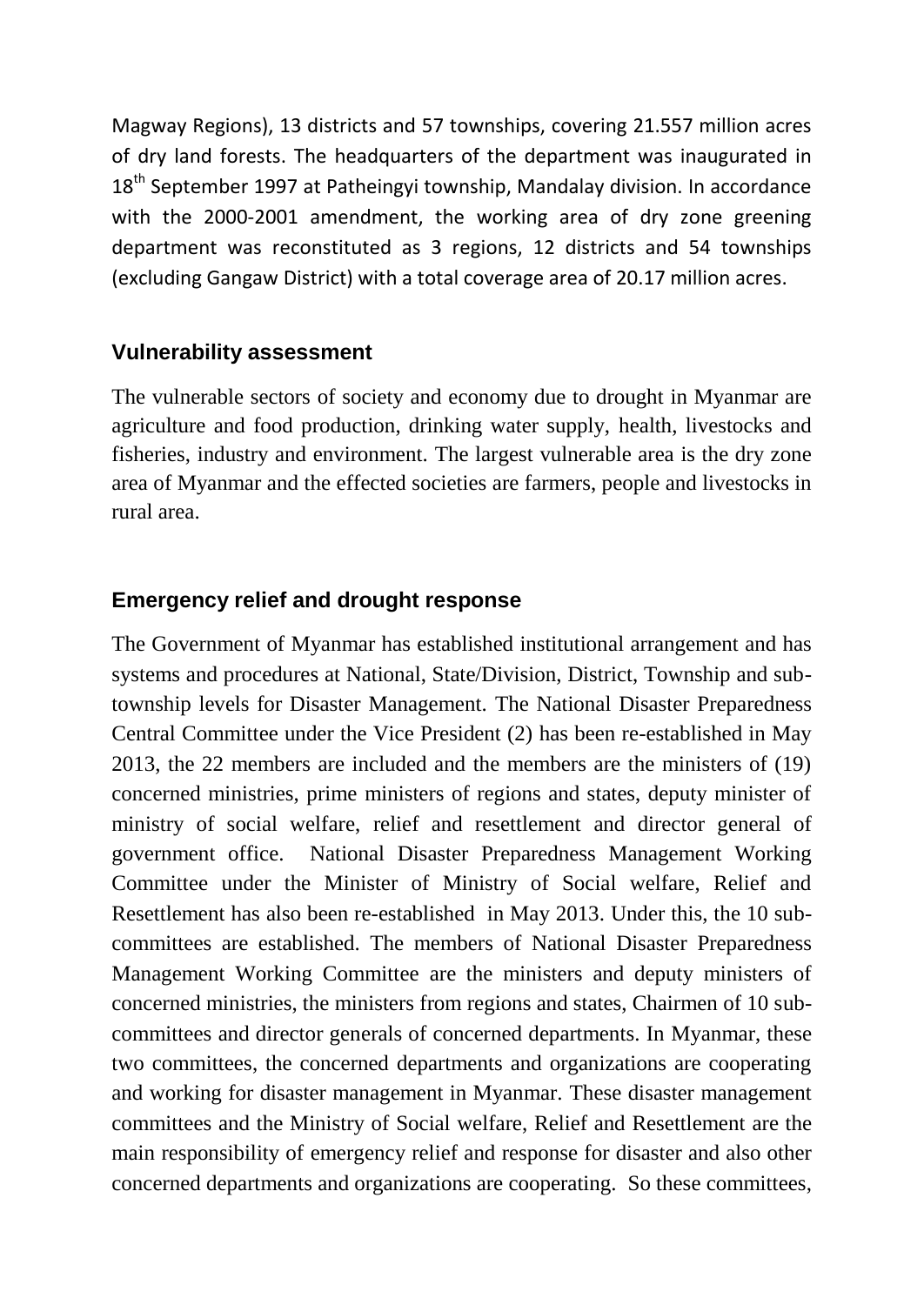Magway Regions), 13 districts and 57 townships, covering 21.557 million acres of dry land forests. The headquarters of the department was inaugurated in 18th September 1997 at Patheingyi township, Mandalay division. In accordance with the 2000-2001 amendment, the working area of dry zone greening department was reconstituted as 3 regions, 12 districts and 54 townships (excluding Gangaw District) with a total coverage area of 20.17 million acres.

### Vulnerability assessment

The vulnerable sectors of society and economy due to drought in Myanmar are agriculture and food production, drinking water supply, health, livestocks and fisheries, industry and environment. The largest vulnerable area is the dry zone area of Myanmar and the effected societies are farmers, people and livestocks in rural area.

### Emergency relief and drought response

The Government of Myanmar has established institutional arrangement and has systems and procedures at National, State/Division, District, Township and sub-township levels for Disaster Management. The National Disaster Preparedness Central Committee under the Vice President (2) has been re-established in May 2013, the 22 members are included and the members are the ministers of (19) concerned ministries, prime ministers of regions and states, deputy minister of ministry of social welfare, relief and resettlement and director general of government office. National Disaster Preparedness Management Working Committee under the Minister of Ministry of Social welfare, Relief and Resettlement has also been re-established in May 2013. Under this, the 10 sub-committees are established. The members of National Disaster Preparedness Management Working Committee are the ministers and deputy ministers of concerned ministries, the ministers from regions and states, Chairmen of 10 sub-committees and director generals of concerned departments. In Myanmar, these two committees, the concerned departments and organizations are cooperating and working for disaster management in Myanmar. These disaster management committees and the Ministry of Social welfare, Relief and Resettlement are the main responsibility of emergency relief and response for disaster and also other concerned departments and organizations are cooperating. So these committees,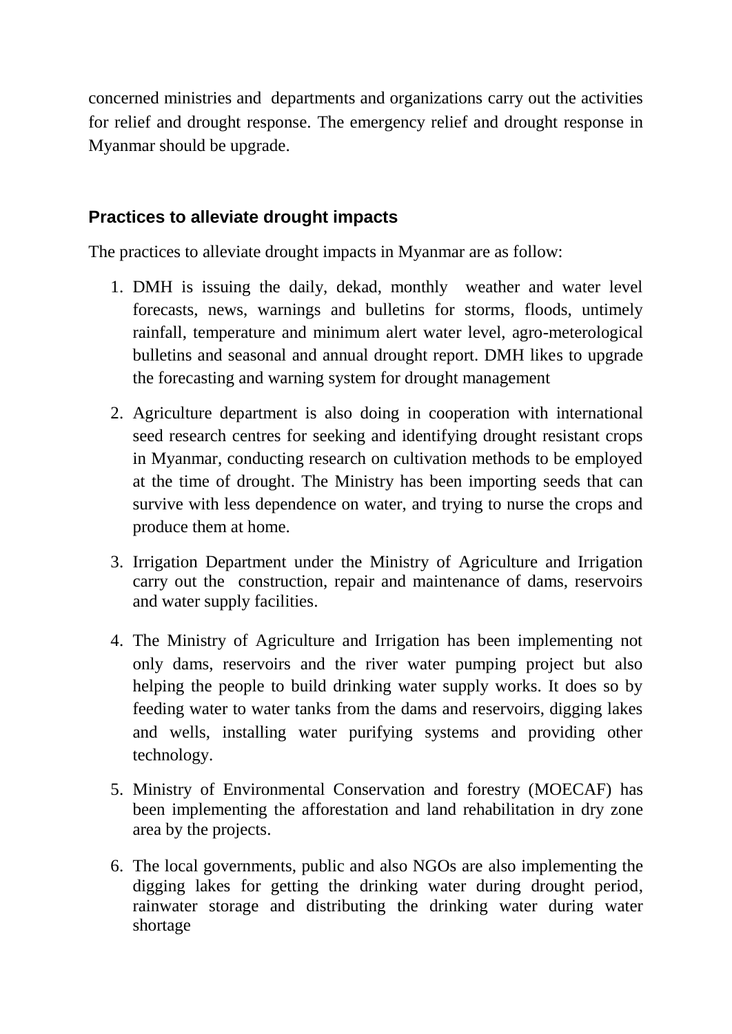concerned ministries and departments and organizations carry out the activities for relief and drought response. The emergency relief and drought response in Myanmar should be upgrade.

## Practices to alleviate drought impacts

The practices to alleviate drought impacts in Myanmar are as follow:

1. DMH is issuing the daily, dekad, monthly weather and water level forecasts, news, warnings and bulletins for storms, floods, untimely rainfall, temperature and minimum alert water level, agro-meterological bulletins and seasonal and annual drought report. DMH likes to upgrade the forecasting and warning system for drought management
2. Agriculture department is also doing in cooperation with international seed research centres for seeking and identifying drought resistant crops in Myanmar, conducting research on cultivation methods to be employed at the time of drought. The Ministry has been importing seeds that can survive with less dependence on water, and trying to nurse the crops and produce them at home.
3. Irrigation Department under the Ministry of Agriculture and Irrigation carry out the construction, repair and maintenance of dams, reservoirs and water supply facilities.
4. The Ministry of Agriculture and Irrigation has been implementing not only dams, reservoirs and the river water pumping project but also helping the people to build drinking water supply works. It does so by feeding water to water tanks from the dams and reservoirs, digging lakes and wells, installing water purifying systems and providing other technology.
5. Ministry of Environmental Conservation and forestry (MOECAF) has been implementing the afforestation and land rehabilitation in dry zone area by the projects.
6. The local governments, public and also NGOs are also implementing the digging lakes for getting the drinking water during drought period, rainwater storage and distributing the drinking water during water shortage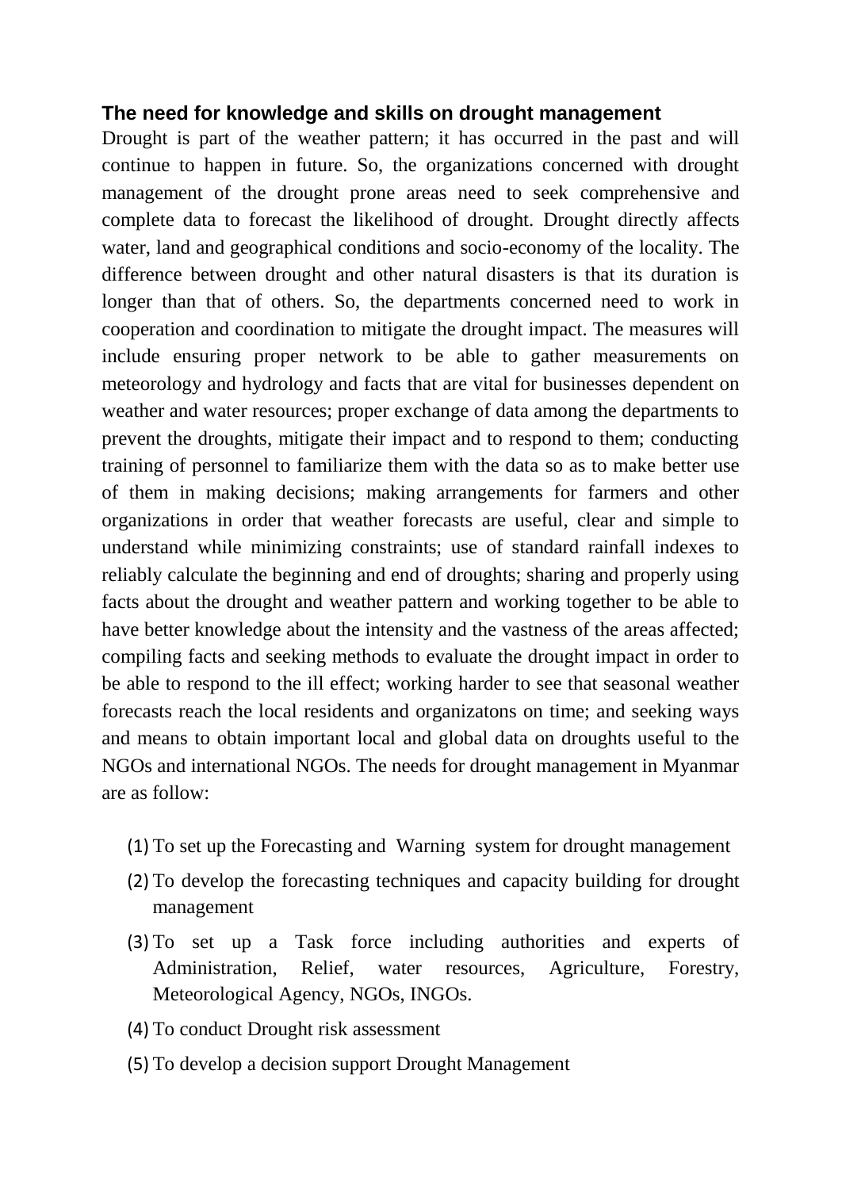### The need for knowledge and skills on drought management

Drought is part of the weather pattern; it has occurred in the past and will continue to happen in future. So, the organizations concerned with drought management of the drought prone areas need to seek comprehensive and complete data to forecast the likelihood of drought. Drought directly affects water, land and geographical conditions and socio-economy of the locality. The difference between drought and other natural disasters is that its duration is longer than that of others. So, the departments concerned need to work in cooperation and coordination to mitigate the drought impact. The measures will include ensuring proper network to be able to gather measurements on meteorology and hydrology and facts that are vital for businesses dependent on weather and water resources; proper exchange of data among the departments to prevent the droughts, mitigate their impact and to respond to them; conducting training of personnel to familiarize them with the data so as to make better use of them in making decisions; making arrangements for farmers and other organizations in order that weather forecasts are useful, clear and simple to understand while minimizing constraints; use of standard rainfall indexes to reliably calculate the beginning and end of droughts; sharing and properly using facts about the drought and weather pattern and working together to be able to have better knowledge about the intensity and the vastness of the areas affected; compiling facts and seeking methods to evaluate the drought impact in order to be able to respond to the ill effect; working harder to see that seasonal weather forecasts reach the local residents and organizatons on time; and seeking ways and means to obtain important local and global data on droughts useful to the NGOs and international NGOs. The needs for drought management in Myanmar are as follow:

(1) To set up the Forecasting and Warning system for drought management
(2) To develop the forecasting techniques and capacity building for drought management
(3) To set up a Task force including authorities and experts of Administration, Relief, water resources, Agriculture, Forestry, Meteorological Agency, NGOs, INGOs.
(4) To conduct Drought risk assessment
(5) To develop a decision support Drought Management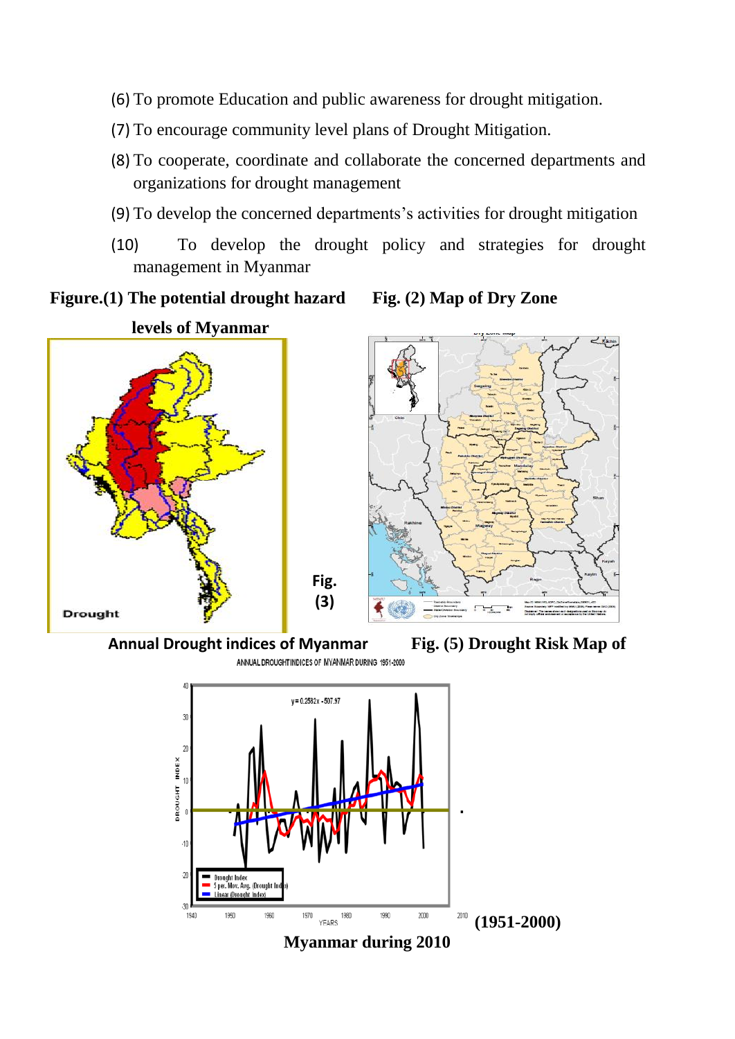(6) To promote Education and public awareness for drought mitigation.

(7) To encourage community level plans of Drought Mitigation.

(8) To cooperate, coordinate and collaborate the concerned departments and organizations for drought management

(9) To develop the concerned departments's activities for drought mitigation

(10) To develop the drought policy and strategies for drought management in Myanmar

**Figure.(1) The potential drought hazard levels of Myanmar**

**Fig. (2) Map of Dry Zone**

**Fig. (3) Annual Drought indices of Myanmar (1951-2000)**

**Fig. (5) Drought Risk Map of Myanmar during 2010**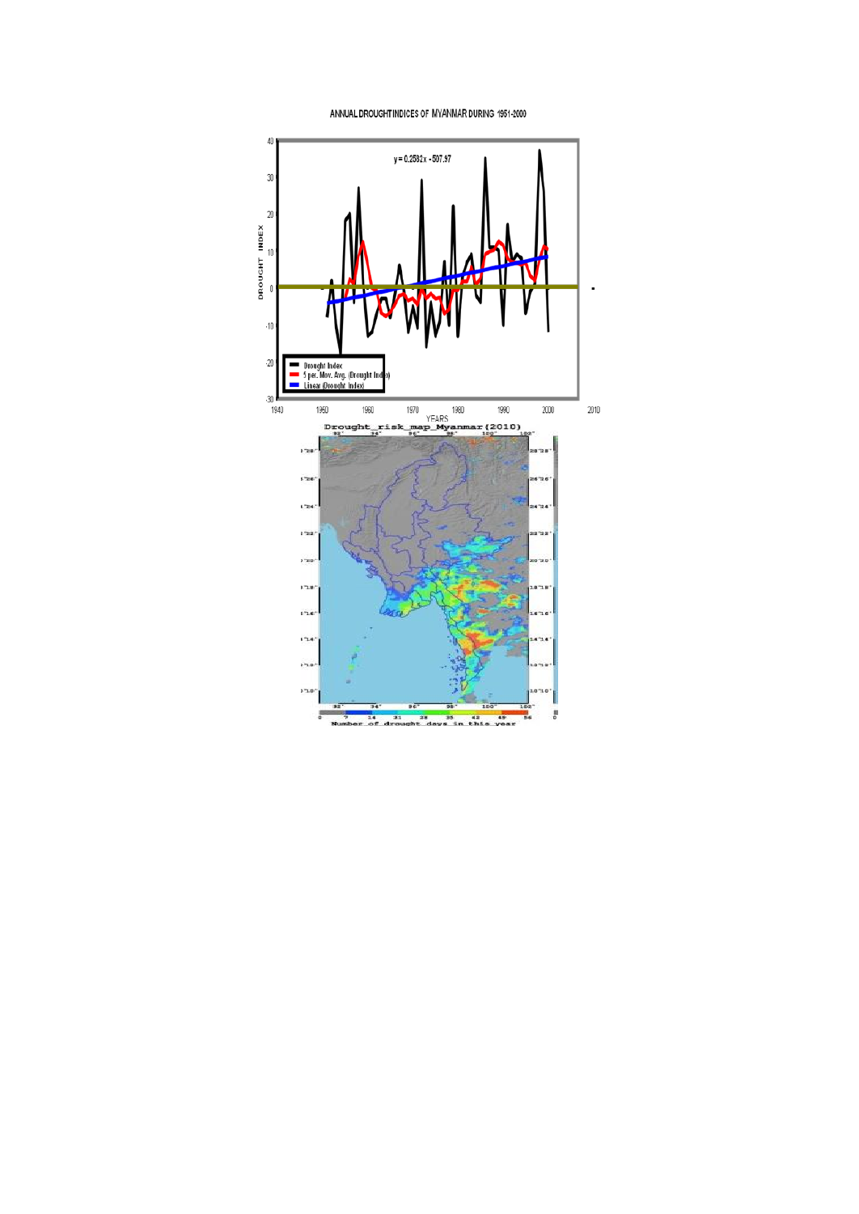ANNUAL DROUGHT INDICES OF MYANMAR DURING 1951-2000

Drought_risk_map_Myanmar (2010)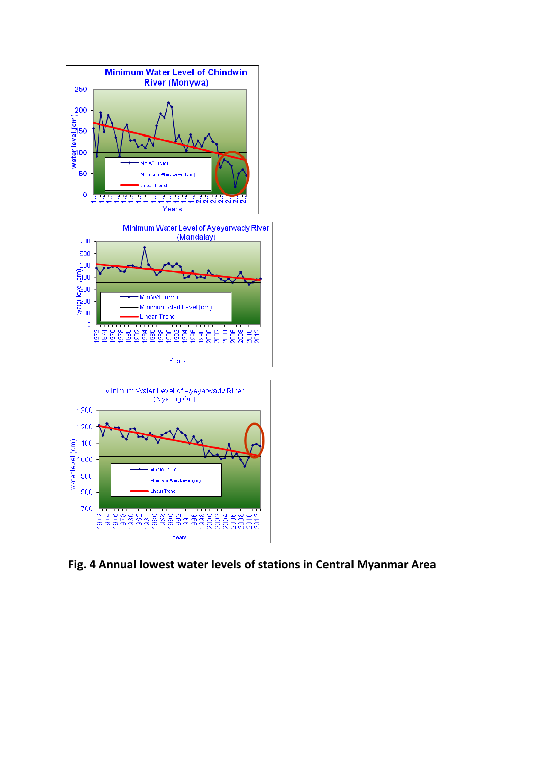Minimum Water Level of Chindwin River (Monywa)

250
200
150
100
50
0

water level (cm)

Min W/L (cm)
Minimum Alert Level (cm)
Linear Trend

Years

Minimum Water Level of Ayeyarwady River (Mandalay)

700
600
500
400
300
200
100
0

water level (cm)

Min W/L (cm)
Minimum Alert Level (cm)
Linear Trend

1972 1974 1976 1978 1980 1982 1984 1986 1988 1990 1992 1994 1996 1998 2000 2002 2004 2006 2008 2010 2012

Years

Minimum Water Level of Ayeyarwady River (Nyaung Oo)

1300
1200
1100
1000
900
800
700

water level (cm)

Min W/L (cm)
Minimum Alert Level (cm)
Linear Trend

1972 1974 1976 1978 1980 1982 1984 1986 1988 1990 1992 1994 1996 1998 2000 2002 2004 2006 2008 2010 2012

Years

**Fig. 4 Annual lowest water levels of stations in Central Myanmar Area**